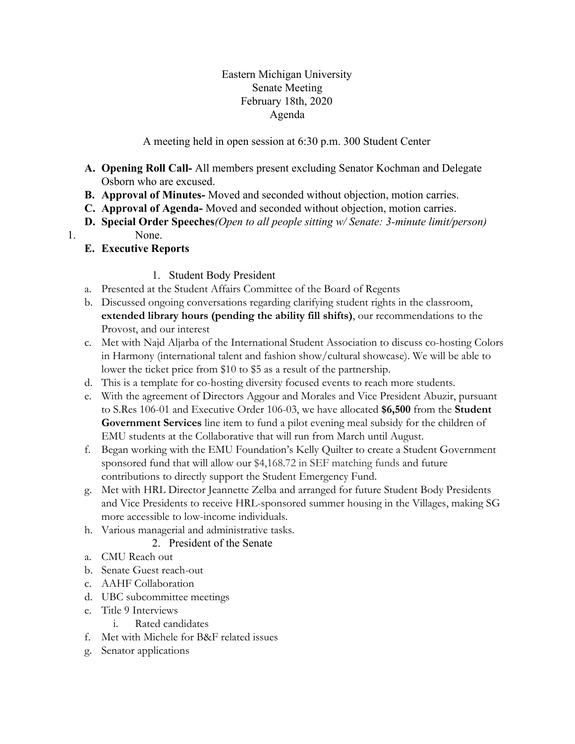Eastern Michigan University
Senate Meeting
February 18th, 2020
Agenda

A meeting held in open session at 6:30 p.m. 300 Student Center

A. **Opening Roll Call-** All members present excluding Senator Kochman and Delegate Osborn who are excused.
B. **Approval of Minutes-** Moved and seconded without objection, motion carries.
C. **Approval of Agenda-** Moved and seconded without objection, motion carries.
D. **Special Order Speeches***(Open to all people sitting w/ Senate: 3-minute limit/person)*

1. None.

E. **Executive Reports**

1. Student Body President

a. Presented at the Student Affairs Committee of the Board of Regents
b. Discussed ongoing conversations regarding clarifying student rights in the classroom, **extended library hours (pending the ability fill shifts)**, our recommendations to the Provost, and our interest
c. Met with Najd Aljarba of the International Student Association to discuss co-hosting Colors in Harmony (international talent and fashion show/cultural showcase). We will be able to lower the ticket price from $10 to $5 as a result of the partnership.
d. This is a template for co-hosting diversity focused events to reach more students.
e. With the agreement of Directors Aggour and Morales and Vice President Abuzir, pursuant to S.Res 106-01 and Executive Order 106-03, we have allocated **$6,500** from the **Student Government Services** line item to fund a pilot evening meal subsidy for the children of EMU students at the Collaborative that will run from March until August.
f. Began working with the EMU Foundation's Kelly Quilter to create a Student Government sponsored fund that will allow our $4,168.72 in SEF matching funds and future contributions to directly support the Student Emergency Fund.
g. Met with HRL Director Jeannette Zelba and arranged for future Student Body Presidents and Vice Presidents to receive HRL-sponsored summer housing in the Villages, making SG more accessible to low-income individuals.
h. Various managerial and administrative tasks.

2. President of the Senate

a. CMU Reach out
b. Senate Guest reach-out
c. AAHF Collaboration
d. UBC subcommittee meetings
e. Title 9 Interviews
   i. Rated candidates
f. Met with Michele for B&F related issues
g. Senator applications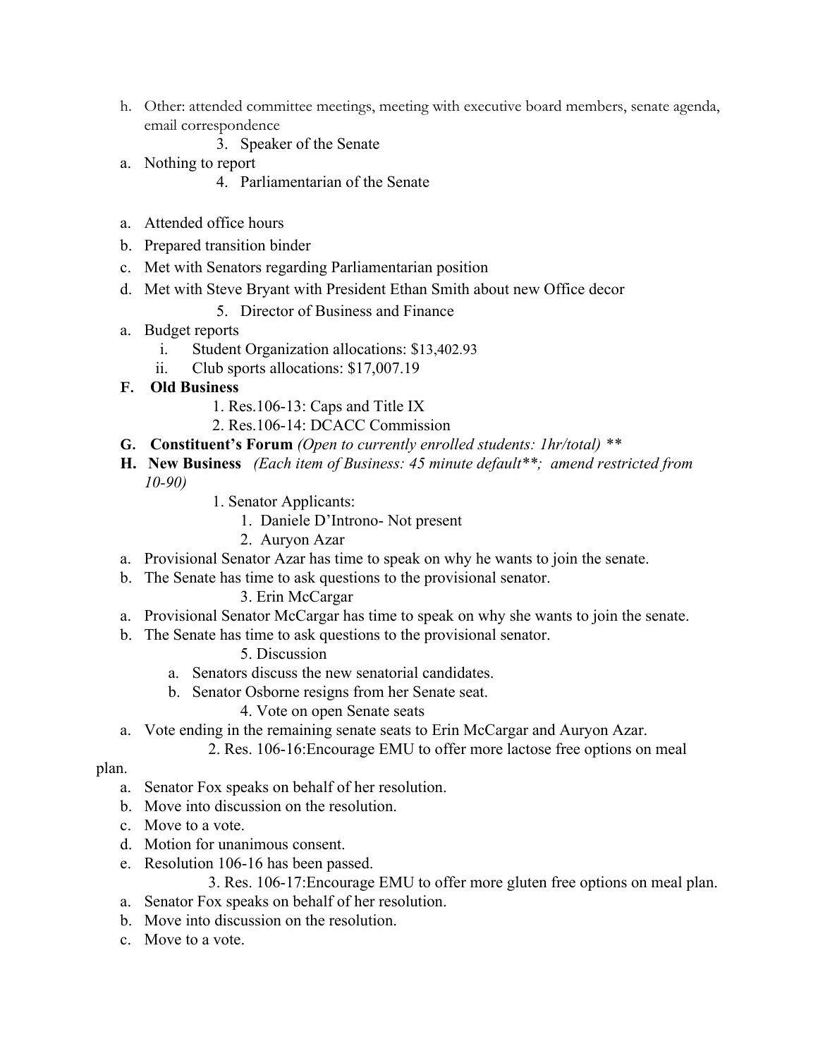h. Other: attended committee meetings, meeting with executive board members, senate agenda, email correspondence

3. Speaker of the Senate

a. Nothing to report

4. Parliamentarian of the Senate

a. Attended office hours
b. Prepared transition binder
c. Met with Senators regarding Parliamentarian position
d. Met with Steve Bryant with President Ethan Smith about new Office decor

5. Director of Business and Finance

a. Budget reports
   i. Student Organization allocations: $13,402.93
   ii. Club sports allocations: $17,007.19

**F. Old Business**

1. Res.106-13: Caps and Title IX
2. Res.106-14: DCACC Commission

**G. Constituent's Forum** *(Open to currently enrolled students: 1hr/total) ***

**H. New Business** *(Each item of Business: 45 minute default**; amend restricted from 10-90)*

1. Senator Applicants:
   1. Daniele D'Introno- Not present
   2. Auryon Azar

a. Provisional Senator Azar has time to speak on why he wants to join the senate.
b. The Senate has time to ask questions to the provisional senator.

3. Erin McCargar

a. Provisional Senator McCargar has time to speak on why she wants to join the senate.
b. The Senate has time to ask questions to the provisional senator.

5. Discussion
   a. Senators discuss the new senatorial candidates.
   b. Senator Osborne resigns from her Senate seat.

4. Vote on open Senate seats

a. Vote ending in the remaining senate seats to Erin McCargar and Auryon Azar.

2. Res. 106-16:Encourage EMU to offer more lactose free options on meal plan.

a. Senator Fox speaks on behalf of her resolution.
b. Move into discussion on the resolution.
c. Move to a vote.
d. Motion for unanimous consent.
e. Resolution 106-16 has been passed.

3. Res. 106-17:Encourage EMU to offer more gluten free options on meal plan.

a. Senator Fox speaks on behalf of her resolution.
b. Move into discussion on the resolution.
c. Move to a vote.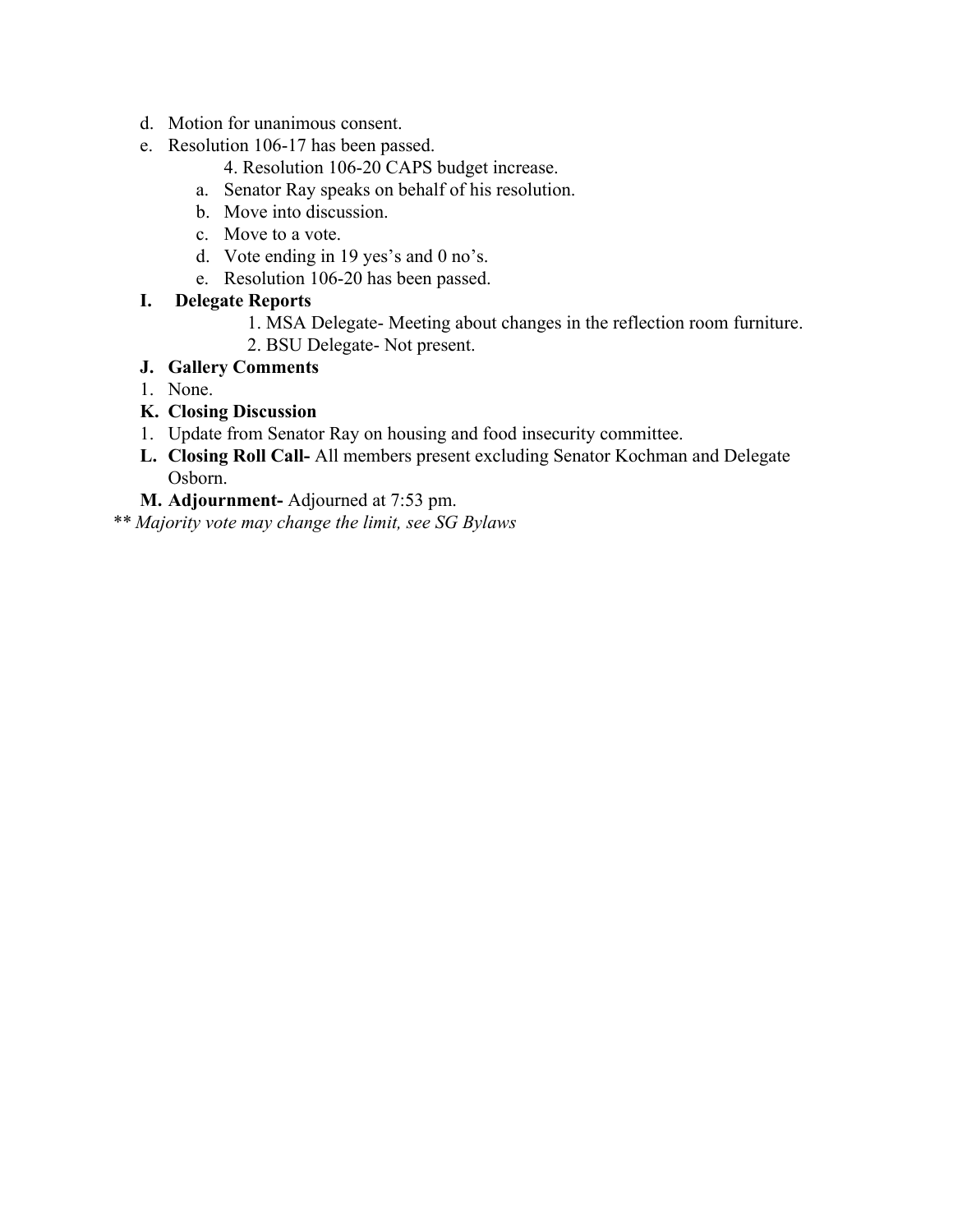d. Motion for unanimous consent.
e. Resolution 106-17 has been passed.

4. Resolution 106-20 CAPS budget increase.
   a. Senator Ray speaks on behalf of his resolution.
   b. Move into discussion.
   c. Move to a vote.
   d. Vote ending in 19 yes's and 0 no's.
   e. Resolution 106-20 has been passed.

**I. Delegate Reports**

1. MSA Delegate- Meeting about changes in the reflection room furniture.
2. BSU Delegate- Not present.

**J. Gallery Comments**

1. None.

**K. Closing Discussion**

1. Update from Senator Ray on housing and food insecurity committee.

**L. Closing Roll Call-** All members present excluding Senator Kochman and Delegate Osborn.

**M. Adjournment-** Adjourned at 7:53 pm.

*** Majority vote may change the limit, see SG Bylaws*